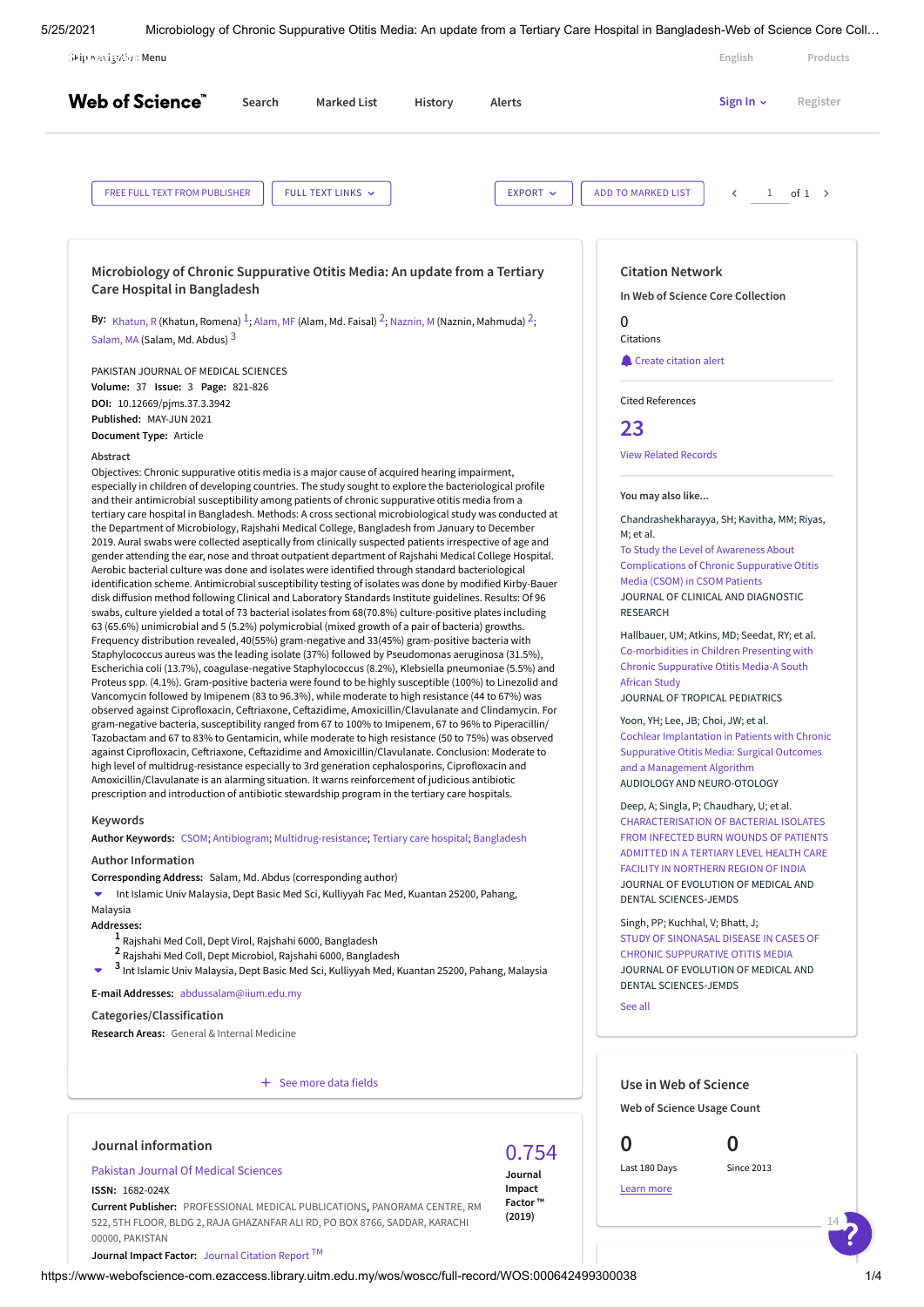# Microbiology of Chronic Suppurative Otitis Media: An update from a Tertiary Care Hospital in Bangladesh

**By:** Khatun, R (Khatun, Romena) [1]; Alam, MF (Alam, Md. Faisal) [2]; Naznin, M (Naznin, Mahmuda) [2]; Salam, MA (Salam, Md. Abdus) [3]

PAKISTAN JOURNAL OF MEDICAL SCIENCES
**Volume:** 37 **Issue:** 3 **Page:** 821-826
**DOI:** 10.12669/pjms.37.3.3942
**Published:** MAY-JUN 2021
**Document Type:** Article

### Abstract

Objectives: Chronic suppurative otitis media is a major cause of acquired hearing impairment, especially in children of developing countries. The study sought to explore the bacteriological profile and their antimicrobial susceptibility among patients of chronic suppurative otitis media from a tertiary care hospital in Bangladesh. Methods: A cross sectional microbiological study was conducted at the Department of Microbiology, Rajshahi Medical College, Bangladesh from January to December 2019. Aural swabs were collected aseptically from clinically suspected patients irrespective of age and gender attending the ear, nose and throat outpatient department of Rajshahi Medical College Hospital. Aerobic bacterial culture was done and isolates were identified through standard bacteriological identification scheme. Antimicrobial susceptibility testing of isolates was done by modified Kirby-Bauer disk diffusion method following Clinical and Laboratory Standards Institute guidelines. Results: Of 96 swabs, culture yielded a total of 73 bacterial isolates from 68(70.8%) culture-positive plates including 63 (65.6%) unimicrobial and 5 (5.2%) polymicrobial (mixed growth of a pair of bacteria) growths. Frequency distribution revealed, 40(55%) gram-negative and 33(45%) gram-positive bacteria with Staphylococcus aureus was the leading isolate (37%) followed by Pseudomonas aeruginosa (31.5%), Escherichia coli (13.7%), coagulase-negative Staphylococcus (8.2%), Klebsiella pneumoniae (5.5%) and Proteus spp. (4.1%). Gram-positive bacteria were found to be highly susceptible (100%) to Linezolid and Vancomycin followed by Imipenem (83 to 96.3%), while moderate to high resistance (44 to 67%) was observed against Ciprofloxacin, Ceftriaxone, Ceftazidime, Amoxicillin/Clavulanate and Clindamycin. For gram-negative bacteria, susceptibility ranged from 67 to 100% to Imipenem, 67 to 96% to Piperacillin/Tazobactam and 67 to 83% to Gentamicin, while moderate to high resistance (50 to 75%) was observed against Ciprofloxacin, Ceftriaxone, Ceftazidime and Amoxicillin/Clavulanate. Conclusion: Moderate to high level of multidrug-resistance specific to 3rd generation cephalosporins, Ciprofloxacin and Amoxicillin/Clavulanate is an alarming situation. It warns reinforcement of judicious antibiotic prescription and introduction of antibiotic stewardship program in the tertiary care hospitals.

### Keywords

**Author Keywords:** CSOM; Antibiogram; Multidrug-resistance; Tertiary care hospital; Bangladesh

### Author Information

**Corresponding Address:** Salam, Md. Abdus (corresponding author)
Int Islamic Univ Malaysia, Dept Basic Med Sci, Kulliyyah Fac Med, Kuantan 25200, Pahang, Malaysia

**Addresses:**
[1] Rajshahi Med Coll, Dept Virol, Rajshahi 6000, Bangladesh
[2] Rajshahi Med Coll, Dept Microbiol, Rajshahi 6000, Bangladesh
[3] Int Islamic Univ Malaysia, Dept Basic Med Sci, Kulliyyah Med, Kuantan 25200, Pahang, Malaysia

**E-mail Addresses:** abdussalam@iium.edu.my

### Categories/Classification

**Research Areas:** General & Internal Medicine

## Journal information

Pakistan Journal Of Medical Sciences
**ISSN:** 1682-024X
**Current Publisher:** PROFESSIONAL MEDICAL PUBLICATIONS, PANORAMA CENTRE, RM 522, 5TH FLOOR, BLDG 2, RAJA GHAZANFAR ALI RD, PO BOX 8766, SADDAR, KARACHI 00000, PAKISTAN
**Journal Impact Factor:** Journal Citation Report ™

0.754 Journal Impact Factor ™ (2019)

## Citation Network

In Web of Science Core Collection

0 Citations

Create citation alert

Cited References

23

View Related Records

### You may also like...

Chandrashekharayya, SH; Kavitha, MM; Riyas, M; et al.
To Study the Level of Awareness About Complications of Chronic Suppurative Otitis Media (CSOM) in CSOM Patients
JOURNAL OF CLINICAL AND DIAGNOSTIC RESEARCH

Hallbauer, UM; Atkins, MD; Seedat, RY; et al.
Co-morbidities in Children Presenting with Chronic Suppurative Otitis Media-A South African Study
JOURNAL OF TROPICAL PEDIATRICS

Yoon, YH; Lee, JB; Choi, JW; et al.
Cochlear Implantation in Patients with Chronic Suppurative Otitis Media: Surgical Outcomes and a Management Algorithm
AUDIOLOGY AND NEURO-OTOLOGY

Deep, A; Singla, P; Chaudhary, U; et al.
CHARACTERISATION OF BACTERIAL ISOLATES FROM INFECTED BURN WOUNDS OF PATIENTS ADMITTED IN A TERTIARY LEVEL HEALTH CARE FACILITY IN NORTHERN REGION OF INDIA
JOURNAL OF EVOLUTION OF MEDICAL AND DENTAL SCIENCES-JEMDS

Singh, PP; Kuchhal, V; Bhatt, J;
STUDY OF SINONASAL DISEASE IN CASES OF CHRONIC SUPPURATIVE OTITIS MEDIA
JOURNAL OF EVOLUTION OF MEDICAL AND DENTAL SCIENCES-JEMDS

See all

## Use in Web of Science

Web of Science Usage Count

| 0 | 0 |
|---|---|
| Last 180 Days | Since 2013 |

Learn more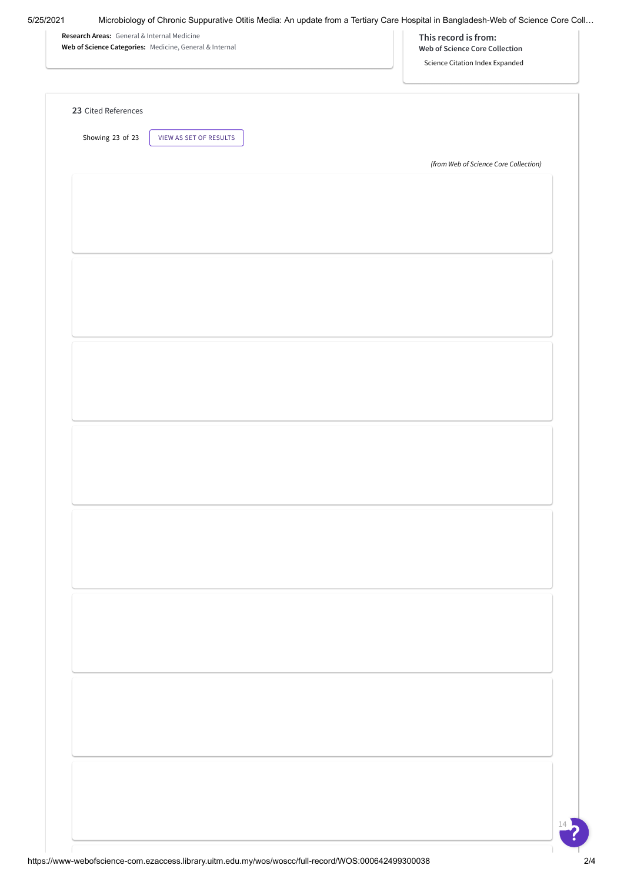**Research Areas:** General & Internal Medicine

**Web of Science Categories:** Medicine, General & Internal

**This record is from:**

Web of Science Core Collection

Science Citation Index Expanded

**23** Cited References

Showing 23 of 23

VIEW AS SET OF RESULTS

*(from Web of Science Core Collection)*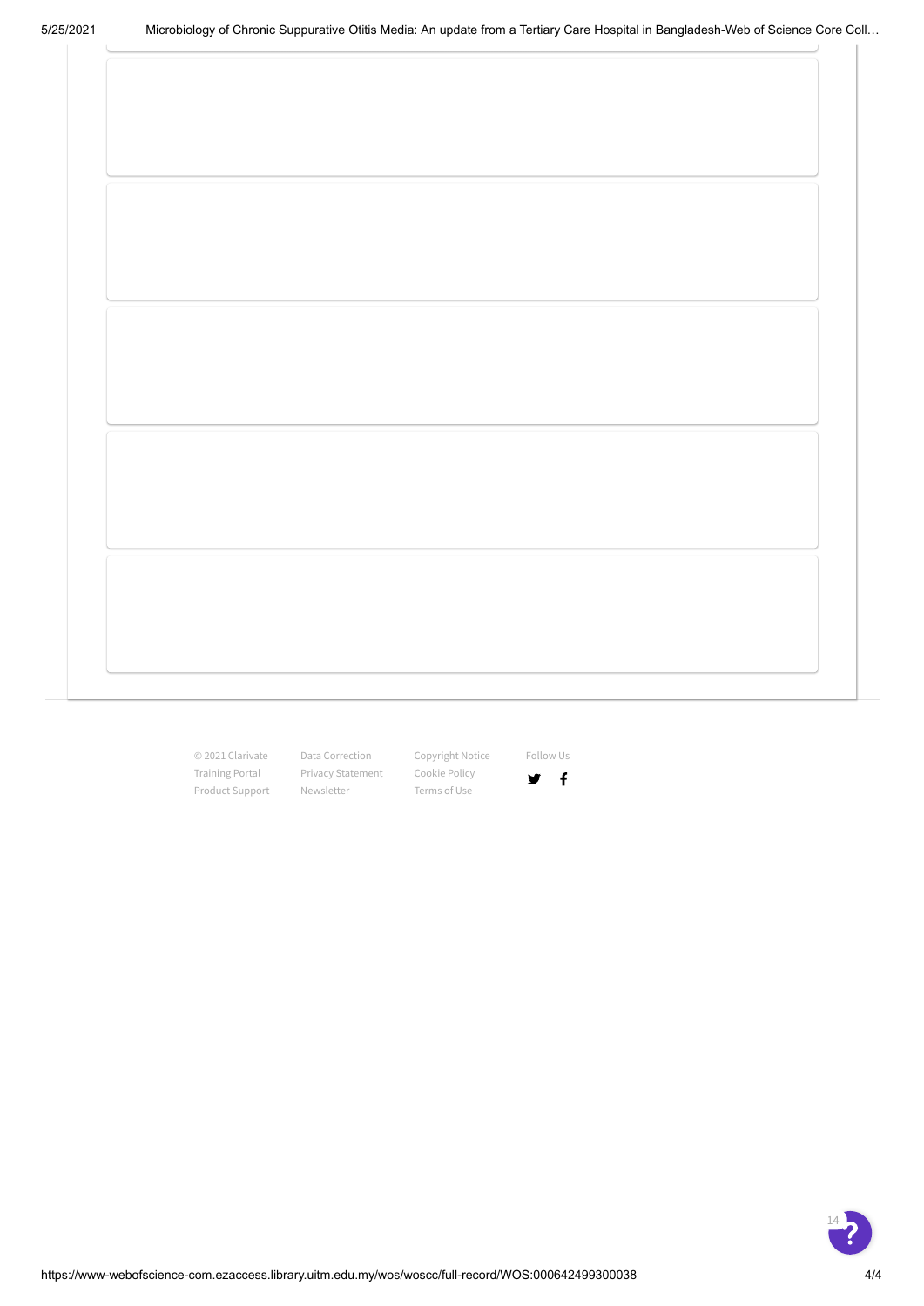© 2021 Clarivate
Training Portal
Product Support

Data Correction
Privacy Statement
Newsletter

Copyright Notice
Cookie Policy
Terms of Use

Follow Us